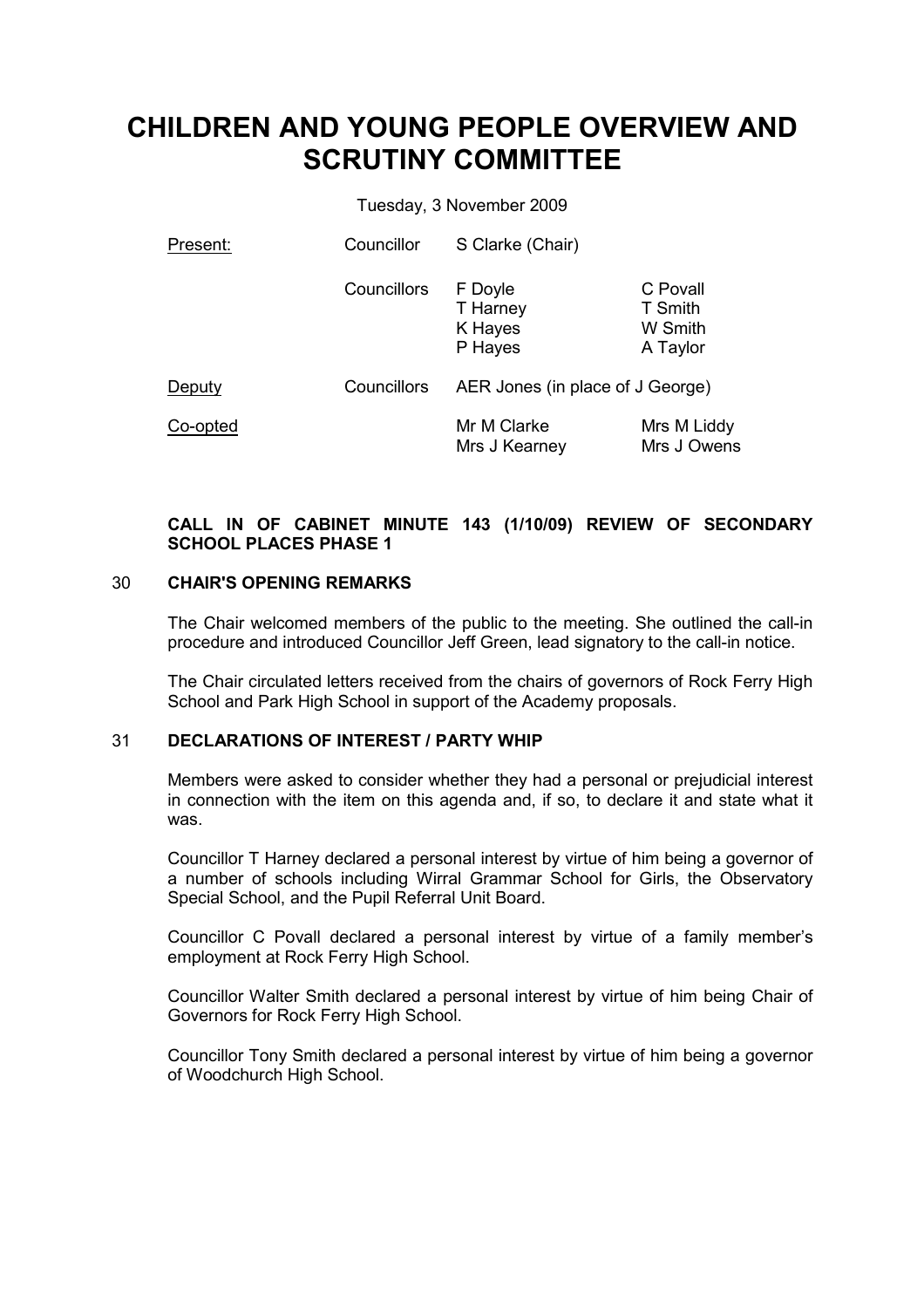# CHILDREN AND YOUNG PEOPLE OVERVIEW AND SCRUTINY COMMITTEE

Tuesday, 3 November 2009

| Present: | Councillor | S Clarke (Chair) | |
|---|---|---|---|
| | Councillors | F Doyle<br>T Harney<br>K Hayes<br>P Hayes | C Povall<br>T Smith<br>W Smith<br>A Taylor |
| Deputy | Councillors | AER Jones (in place of J George) | |
| Co-opted | | Mr M Clarke<br>Mrs J Kearney | Mrs M Liddy<br>Mrs J Owens |

**CALL IN OF CABINET MINUTE 143 (1/10/09) REVIEW OF SECONDARY SCHOOL PLACES PHASE 1**

## 30 CHAIR'S OPENING REMARKS

The Chair welcomed members of the public to the meeting. She outlined the call-in procedure and introduced Councillor Jeff Green, lead signatory to the call-in notice.

The Chair circulated letters received from the chairs of governors of Rock Ferry High School and Park High School in support of the Academy proposals.

## 31 DECLARATIONS OF INTEREST / PARTY WHIP

Members were asked to consider whether they had a personal or prejudicial interest in connection with the item on this agenda and, if so, to declare it and state what it was.

Councillor T Harney declared a personal interest by virtue of him being a governor of a number of schools including Wirral Grammar School for Girls, the Observatory Special School, and the Pupil Referral Unit Board.

Councillor C Povall declared a personal interest by virtue of a family member's employment at Rock Ferry High School.

Councillor Walter Smith declared a personal interest by virtue of him being Chair of Governors for Rock Ferry High School.

Councillor Tony Smith declared a personal interest by virtue of him being a governor of Woodchurch High School.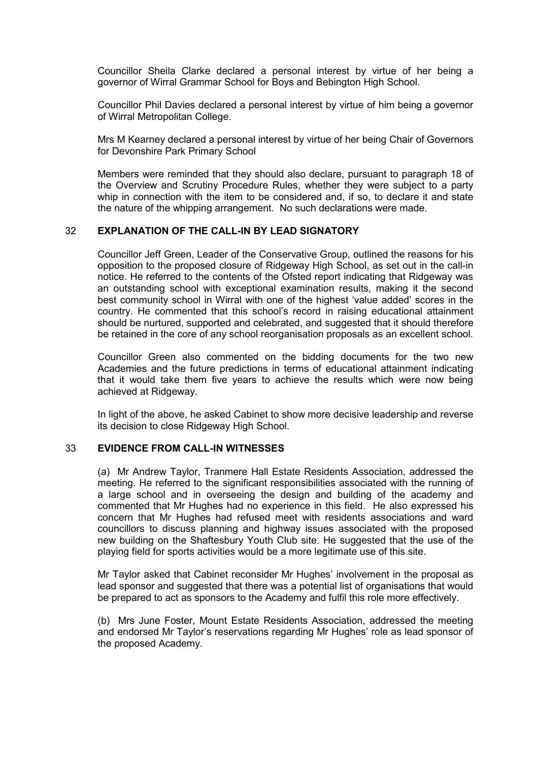Councillor Sheila Clarke declared a personal interest by virtue of her being a governor of Wirral Grammar School for Boys and Bebington High School.

Councillor Phil Davies declared a personal interest by virtue of him being a governor of Wirral Metropolitan College.

Mrs M Kearney declared a personal interest by virtue of her being Chair of Governors for Devonshire Park Primary School

Members were reminded that they should also declare, pursuant to paragraph 18 of the Overview and Scrutiny Procedure Rules, whether they were subject to a party whip in connection with the item to be considered and, if so, to declare it and state the nature of the whipping arrangement. No such declarations were made.

## 32 EXPLANATION OF THE CALL-IN BY LEAD SIGNATORY

Councillor Jeff Green, Leader of the Conservative Group, outlined the reasons for his opposition to the proposed closure of Ridgeway High School, as set out in the call-in notice. He referred to the contents of the Ofsted report indicating that Ridgeway was an outstanding school with exceptional examination results, making it the second best community school in Wirral with one of the highest 'value added' scores in the country. He commented that this school's record in raising educational attainment should be nurtured, supported and celebrated, and suggested that it should therefore be retained in the core of any school reorganisation proposals as an excellent school.

Councillor Green also commented on the bidding documents for the two new Academies and the future predictions in terms of educational attainment indicating that it would take them five years to achieve the results which were now being achieved at Ridgeway.

In light of the above, he asked Cabinet to show more decisive leadership and reverse its decision to close Ridgeway High School.

## 33 EVIDENCE FROM CALL-IN WITNESSES

(a) Mr Andrew Taylor, Tranmere Hall Estate Residents Association, addressed the meeting. He referred to the significant responsibilities associated with the running of a large school and in overseeing the design and building of the academy and commented that Mr Hughes had no experience in this field. He also expressed his concern that Mr Hughes had refused meet with residents associations and ward councillors to discuss planning and highway issues associated with the proposed new building on the Shaftesbury Youth Club site. He suggested that the use of the playing field for sports activities would be a more legitimate use of this site.

Mr Taylor asked that Cabinet reconsider Mr Hughes' involvement in the proposal as lead sponsor and suggested that there was a potential list of organisations that would be prepared to act as sponsors to the Academy and fulfil this role more effectively.

(b) Mrs June Foster, Mount Estate Residents Association, addressed the meeting and endorsed Mr Taylor's reservations regarding Mr Hughes' role as lead sponsor of the proposed Academy.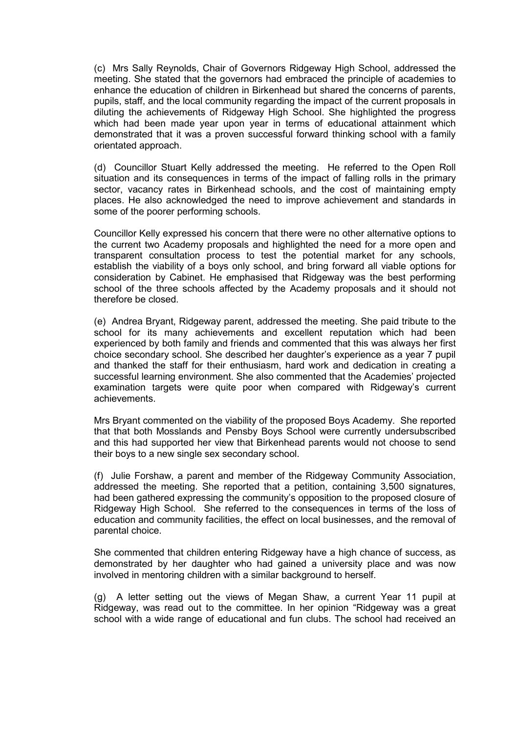(c) Mrs Sally Reynolds, Chair of Governors Ridgeway High School, addressed the meeting. She stated that the governors had embraced the principle of academies to enhance the education of children in Birkenhead but shared the concerns of parents, pupils, staff, and the local community regarding the impact of the current proposals in diluting the achievements of Ridgeway High School. She highlighted the progress which had been made year upon year in terms of educational attainment which demonstrated that it was a proven successful forward thinking school with a family orientated approach.

(d) Councillor Stuart Kelly addressed the meeting. He referred to the Open Roll situation and its consequences in terms of the impact of falling rolls in the primary sector, vacancy rates in Birkenhead schools, and the cost of maintaining empty places. He also acknowledged the need to improve achievement and standards in some of the poorer performing schools.

Councillor Kelly expressed his concern that there were no other alternative options to the current two Academy proposals and highlighted the need for a more open and transparent consultation process to test the potential market for any schools, establish the viability of a boys only school, and bring forward all viable options for consideration by Cabinet. He emphasised that Ridgeway was the best performing school of the three schools affected by the Academy proposals and it should not therefore be closed.

(e) Andrea Bryant, Ridgeway parent, addressed the meeting. She paid tribute to the school for its many achievements and excellent reputation which had been experienced by both family and friends and commented that this was always her first choice secondary school. She described her daughter's experience as a year 7 pupil and thanked the staff for their enthusiasm, hard work and dedication in creating a successful learning environment. She also commented that the Academies' projected examination targets were quite poor when compared with Ridgeway's current achievements.

Mrs Bryant commented on the viability of the proposed Boys Academy. She reported that that both Mosslands and Pensby Boys School were currently undersubscribed and this had supported her view that Birkenhead parents would not choose to send their boys to a new single sex secondary school.

(f) Julie Forshaw, a parent and member of the Ridgeway Community Association, addressed the meeting. She reported that a petition, containing 3,500 signatures, had been gathered expressing the community's opposition to the proposed closure of Ridgeway High School. She referred to the consequences in terms of the loss of education and community facilities, the effect on local businesses, and the removal of parental choice.

She commented that children entering Ridgeway have a high chance of success, as demonstrated by her daughter who had gained a university place and was now involved in mentoring children with a similar background to herself.

(g) A letter setting out the views of Megan Shaw, a current Year 11 pupil at Ridgeway, was read out to the committee. In her opinion "Ridgeway was a great school with a wide range of educational and fun clubs. The school had received an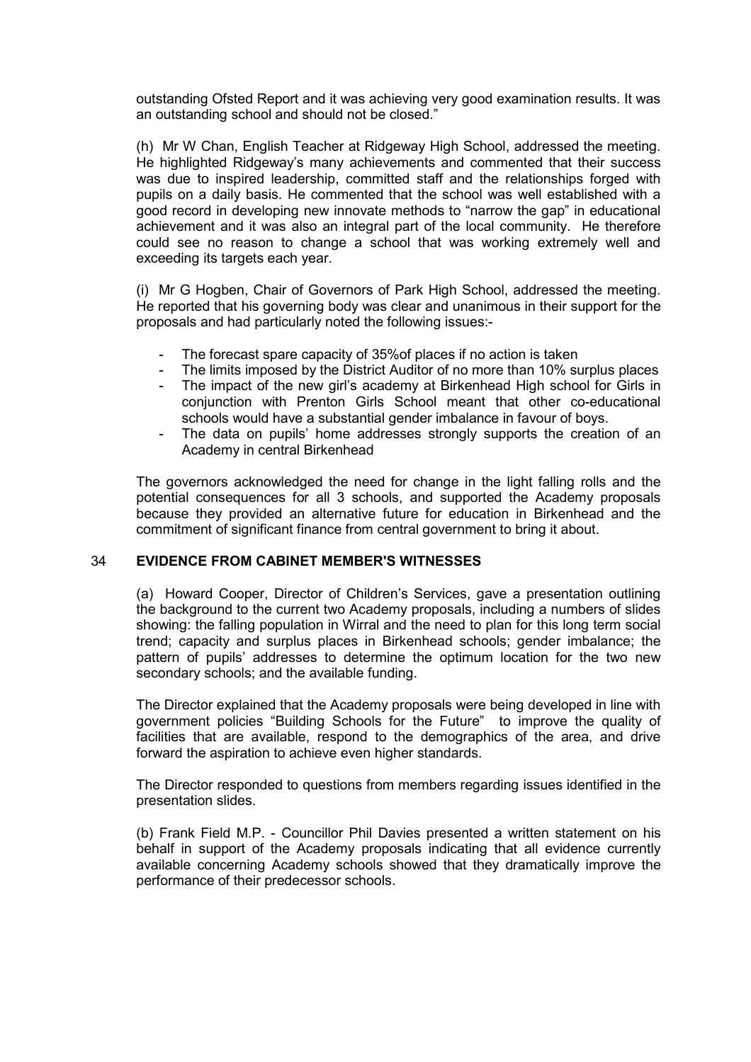outstanding Ofsted Report and it was achieving very good examination results. It was an outstanding school and should not be closed."

(h) Mr W Chan, English Teacher at Ridgeway High School, addressed the meeting. He highlighted Ridgeway's many achievements and commented that their success was due to inspired leadership, committed staff and the relationships forged with pupils on a daily basis. He commented that the school was well established with a good record in developing new innovate methods to "narrow the gap" in educational achievement and it was also an integral part of the local community. He therefore could see no reason to change a school that was working extremely well and exceeding its targets each year.

(i) Mr G Hogben, Chair of Governors of Park High School, addressed the meeting. He reported that his governing body was clear and unanimous in their support for the proposals and had particularly noted the following issues:-

- The forecast spare capacity of 35%of places if no action is taken
- The limits imposed by the District Auditor of no more than 10% surplus places
- The impact of the new girl's academy at Birkenhead High school for Girls in conjunction with Prenton Girls School meant that other co-educational schools would have a substantial gender imbalance in favour of boys.
- The data on pupils' home addresses strongly supports the creation of an Academy in central Birkenhead

The governors acknowledged the need for change in the light falling rolls and the potential consequences for all 3 schools, and supported the Academy proposals because they provided an alternative future for education in Birkenhead and the commitment of significant finance from central government to bring it about.

## 34 EVIDENCE FROM CABINET MEMBER'S WITNESSES

(a) Howard Cooper, Director of Children's Services, gave a presentation outlining the background to the current two Academy proposals, including a numbers of slides showing: the falling population in Wirral and the need to plan for this long term social trend; capacity and surplus places in Birkenhead schools; gender imbalance; the pattern of pupils' addresses to determine the optimum location for the two new secondary schools; and the available funding.

The Director explained that the Academy proposals were being developed in line with government policies "Building Schools for the Future" to improve the quality of facilities that are available, respond to the demographics of the area, and drive forward the aspiration to achieve even higher standards.

The Director responded to questions from members regarding issues identified in the presentation slides.

(b) Frank Field M.P. - Councillor Phil Davies presented a written statement on his behalf in support of the Academy proposals indicating that all evidence currently available concerning Academy schools showed that they dramatically improve the performance of their predecessor schools.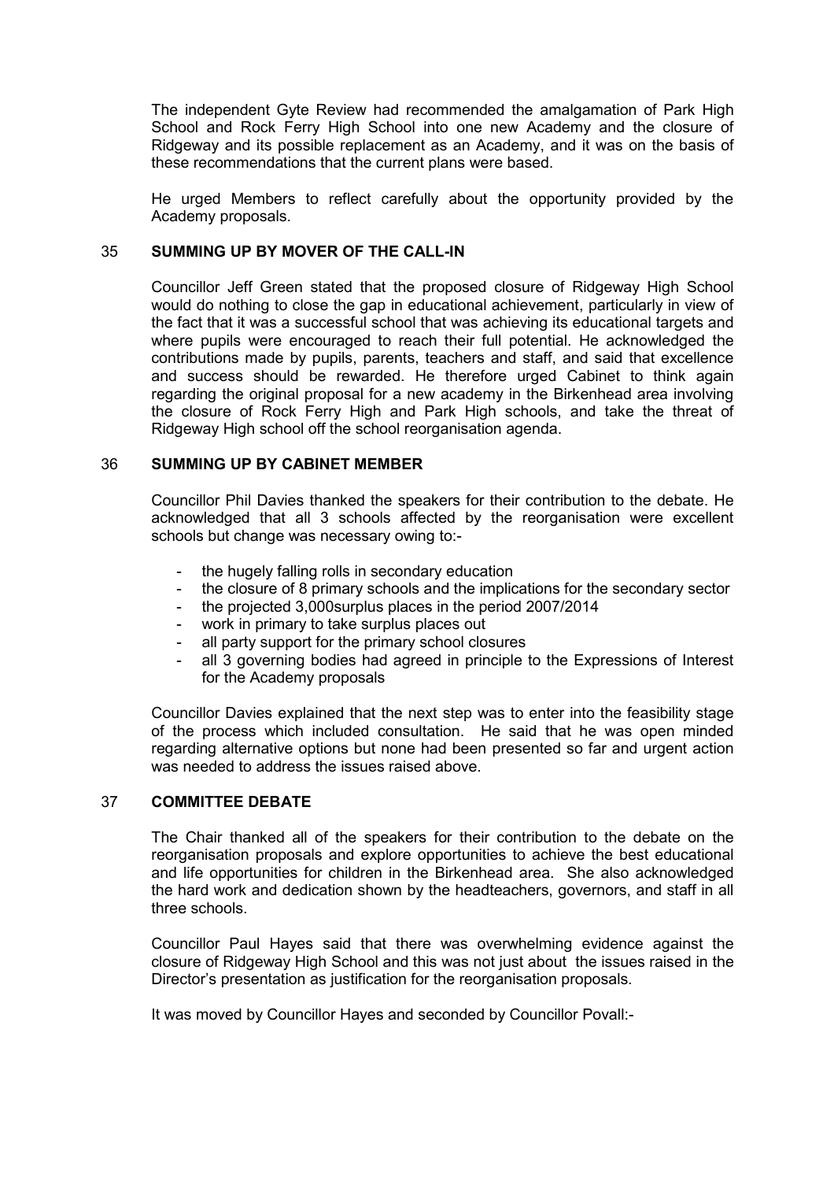The independent Gyte Review had recommended the amalgamation of Park High School and Rock Ferry High School into one new Academy and the closure of Ridgeway and its possible replacement as an Academy, and it was on the basis of these recommendations that the current plans were based.

He urged Members to reflect carefully about the opportunity provided by the Academy proposals.

## 35 SUMMING UP BY MOVER OF THE CALL-IN

Councillor Jeff Green stated that the proposed closure of Ridgeway High School would do nothing to close the gap in educational achievement, particularly in view of the fact that it was a successful school that was achieving its educational targets and where pupils were encouraged to reach their full potential. He acknowledged the contributions made by pupils, parents, teachers and staff, and said that excellence and success should be rewarded. He therefore urged Cabinet to think again regarding the original proposal for a new academy in the Birkenhead area involving the closure of Rock Ferry High and Park High schools, and take the threat of Ridgeway High school off the school reorganisation agenda.

## 36 SUMMING UP BY CABINET MEMBER

Councillor Phil Davies thanked the speakers for their contribution to the debate. He acknowledged that all 3 schools affected by the reorganisation were excellent schools but change was necessary owing to:-

- the hugely falling rolls in secondary education
- the closure of 8 primary schools and the implications for the secondary sector
- the projected 3,000surplus places in the period 2007/2014
- work in primary to take surplus places out
- all party support for the primary school closures
- all 3 governing bodies had agreed in principle to the Expressions of Interest for the Academy proposals

Councillor Davies explained that the next step was to enter into the feasibility stage of the process which included consultation. He said that he was open minded regarding alternative options but none had been presented so far and urgent action was needed to address the issues raised above.

## 37 COMMITTEE DEBATE

The Chair thanked all of the speakers for their contribution to the debate on the reorganisation proposals and explore opportunities to achieve the best educational and life opportunities for children in the Birkenhead area. She also acknowledged the hard work and dedication shown by the headteachers, governors, and staff in all three schools.

Councillor Paul Hayes said that there was overwhelming evidence against the closure of Ridgeway High School and this was not just about the issues raised in the Director's presentation as justification for the reorganisation proposals.

It was moved by Councillor Hayes and seconded by Councillor Povall:-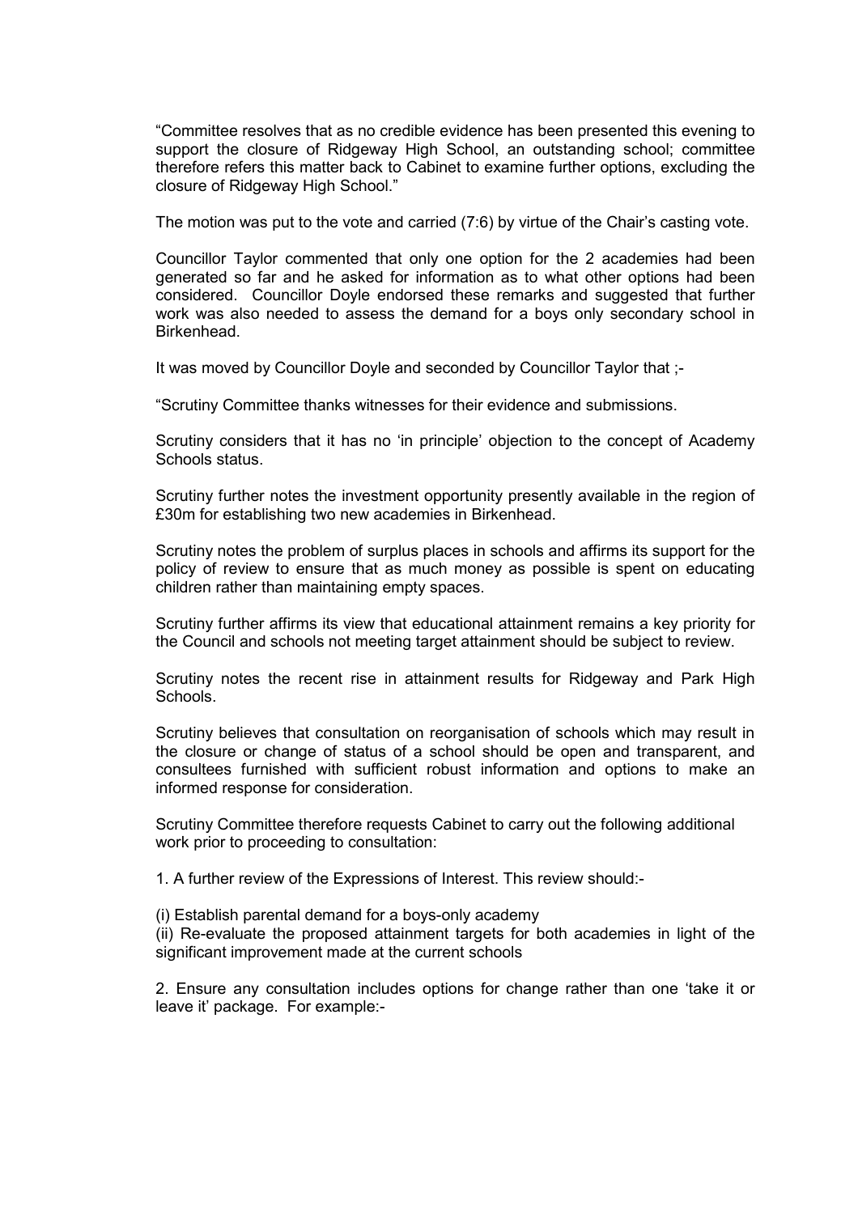"Committee resolves that as no credible evidence has been presented this evening to support the closure of Ridgeway High School, an outstanding school; committee therefore refers this matter back to Cabinet to examine further options, excluding the closure of Ridgeway High School."

The motion was put to the vote and carried (7:6) by virtue of the Chair's casting vote.

Councillor Taylor commented that only one option for the 2 academies had been generated so far and he asked for information as to what other options had been considered. Councillor Doyle endorsed these remarks and suggested that further work was also needed to assess the demand for a boys only secondary school in Birkenhead.

It was moved by Councillor Doyle and seconded by Councillor Taylor that ;-

"Scrutiny Committee thanks witnesses for their evidence and submissions.

Scrutiny considers that it has no 'in principle' objection to the concept of Academy Schools status.

Scrutiny further notes the investment opportunity presently available in the region of £30m for establishing two new academies in Birkenhead.

Scrutiny notes the problem of surplus places in schools and affirms its support for the policy of review to ensure that as much money as possible is spent on educating children rather than maintaining empty spaces.

Scrutiny further affirms its view that educational attainment remains a key priority for the Council and schools not meeting target attainment should be subject to review.

Scrutiny notes the recent rise in attainment results for Ridgeway and Park High Schools.

Scrutiny believes that consultation on reorganisation of schools which may result in the closure or change of status of a school should be open and transparent, and consultees furnished with sufficient robust information and options to make an informed response for consideration.

Scrutiny Committee therefore requests Cabinet to carry out the following additional work prior to proceeding to consultation:

1. A further review of the Expressions of Interest. This review should:-

(i) Establish parental demand for a boys-only academy
(ii) Re-evaluate the proposed attainment targets for both academies in light of the significant improvement made at the current schools

2. Ensure any consultation includes options for change rather than one 'take it or leave it' package. For example:-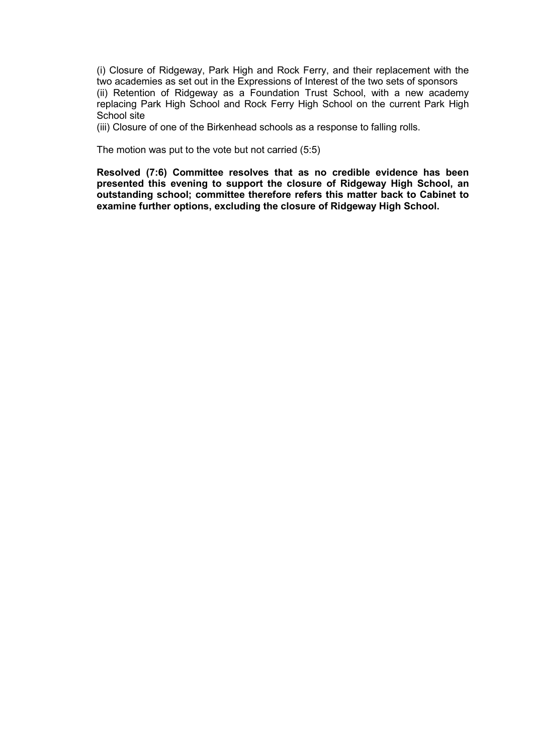(i) Closure of Ridgeway, Park High and Rock Ferry, and their replacement with the two academies as set out in the Expressions of Interest of the two sets of sponsors
(ii) Retention of Ridgeway as a Foundation Trust School, with a new academy replacing Park High School and Rock Ferry High School on the current Park High School site
(iii) Closure of one of the Birkenhead schools as a response to falling rolls.

The motion was put to the vote but not carried (5:5)

**Resolved (7:6) Committee resolves that as no credible evidence has been presented this evening to support the closure of Ridgeway High School, an outstanding school; committee therefore refers this matter back to Cabinet to examine further options, excluding the closure of Ridgeway High School.**